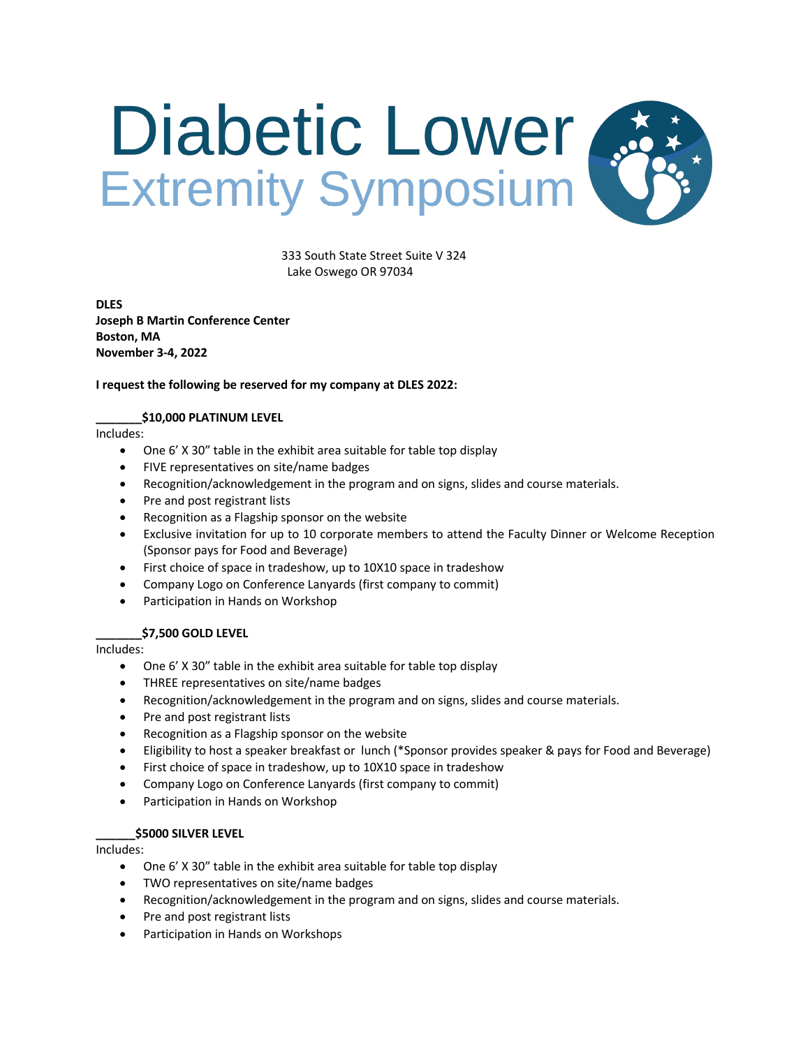# Diabetic Lower Extremity Symposium

333 South State Street Suite V 324
Lake Oswego OR 97034

**DLES**
**Joseph B Martin Conference Center**
**Boston, MA**
**November 3-4, 2022**

**I request the following be reserved for my company at DLES 2022:**

**_______$10,000 PLATINUM LEVEL**

Includes:

- One 6' X 30" table in the exhibit area suitable for table top display
- FIVE representatives on site/name badges
- Recognition/acknowledgement in the program and on signs, slides and course materials.
- Pre and post registrant lists
- Recognition as a Flagship sponsor on the website
- Exclusive invitation for up to 10 corporate members to attend the Faculty Dinner or Welcome Reception (Sponsor pays for Food and Beverage)
- First choice of space in tradeshow, up to 10X10 space in tradeshow
- Company Logo on Conference Lanyards (first company to commit)
- Participation in Hands on Workshop

**_______$7,500 GOLD LEVEL**

Includes:

- One 6' X 30" table in the exhibit area suitable for table top display
- THREE representatives on site/name badges
- Recognition/acknowledgement in the program and on signs, slides and course materials.
- Pre and post registrant lists
- Recognition as a Flagship sponsor on the website
- Eligibility to host a speaker breakfast or lunch (*Sponsor provides speaker & pays for Food and Beverage)
- First choice of space in tradeshow, up to 10X10 space in tradeshow
- Company Logo on Conference Lanyards (first company to commit)
- Participation in Hands on Workshop

**______$5000 SILVER LEVEL**

Includes:

- One 6' X 30" table in the exhibit area suitable for table top display
- TWO representatives on site/name badges
- Recognition/acknowledgement in the program and on signs, slides and course materials.
- Pre and post registrant lists
- Participation in Hands on Workshops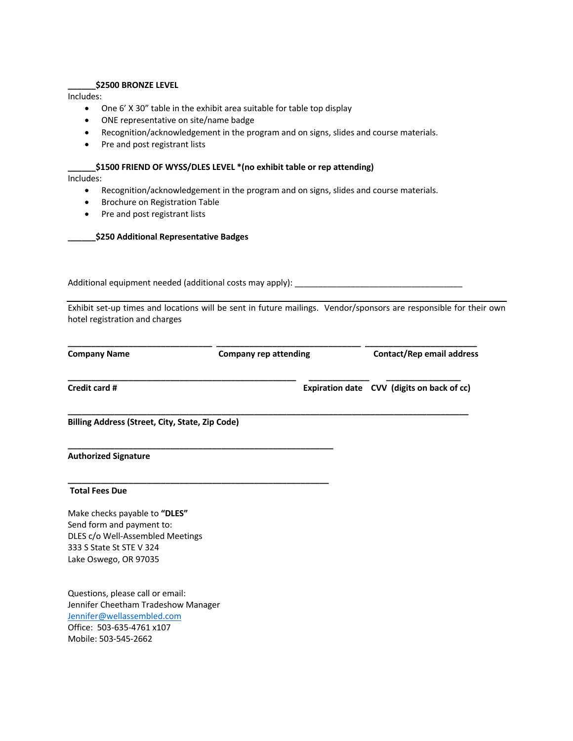**______$2500 BRONZE LEVEL**

Includes:

- One 6' X 30" table in the exhibit area suitable for table top display
- ONE representative on site/name badge
- Recognition/acknowledgement in the program and on signs, slides and course materials.
- Pre and post registrant lists

**______$1500 FRIEND OF WYSS/DLES LEVEL *(no exhibit table or rep attending)**

Includes:

- Recognition/acknowledgement in the program and on signs, slides and course materials.
- Brochure on Registration Table
- Pre and post registrant lists

**______$250 Additional Representative Badges**

Additional equipment needed (additional costs may apply): ____________________________________

---

Exhibit set-up times and locations will be sent in future mailings. Vendor/sponsors are responsible for their own hotel registration and charges

______________________________ ______________________________ ________________________

**Company Name** **Company rep attending** **Contact/Rep email address**

________________________________________________ _____________ ________________

**Credit card #** **Expiration date** **CVV (digits on back of cc)**

_____________________________________________________________________________________

**Billing Address (Street, City, State, Zip Code)**

________________________________________________________

**Authorized Signature**

_______________________________________________________

**Total Fees Due**

Make checks payable to **"DLES"**
Send form and payment to:
DLES c/o Well-Assembled Meetings
333 S State St STE V 324
Lake Oswego, OR 97035

Questions, please call or email:
Jennifer Cheetham Tradeshow Manager
Jennifer@wellassembled.com
Office: 503-635-4761 x107
Mobile: 503-545-2662